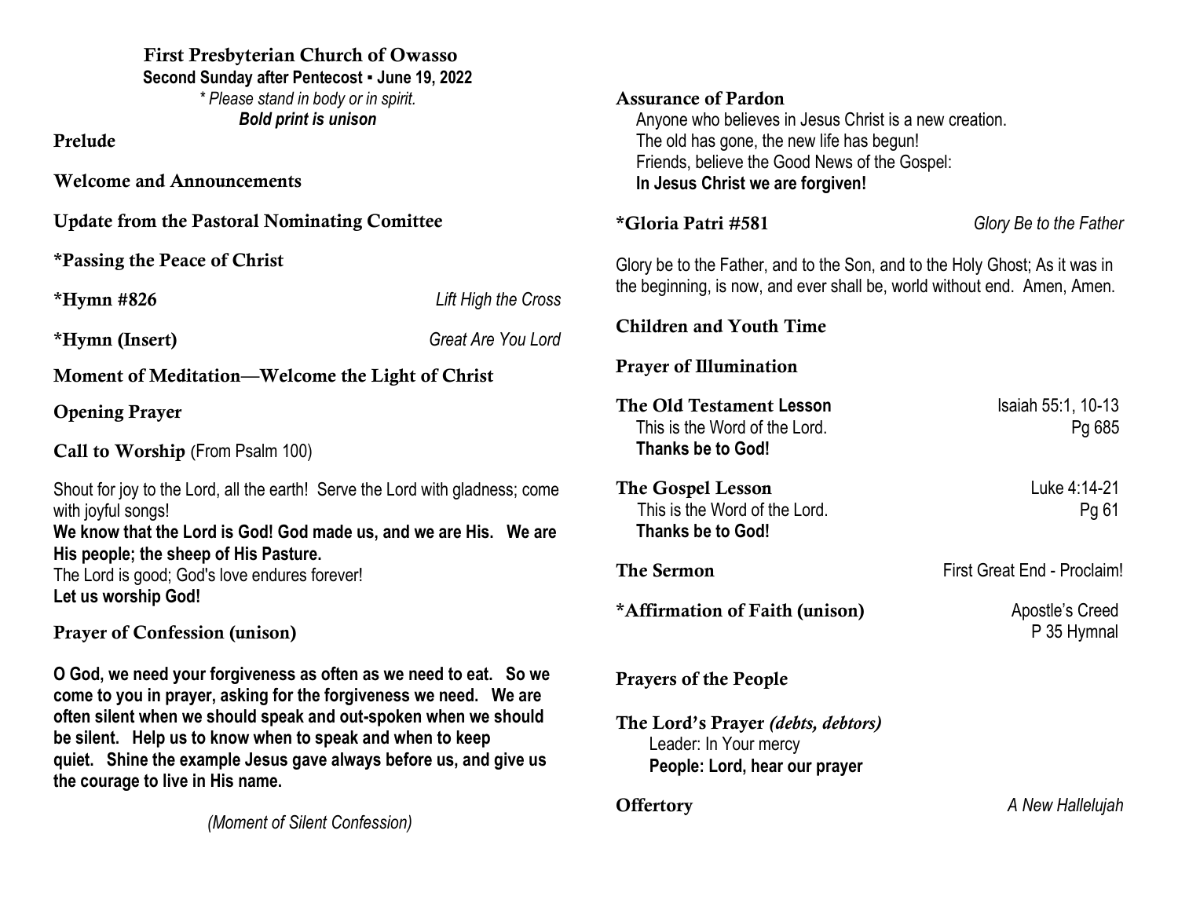# First Presbyterian Church of Owasso

**Second Sunday after Pentecost ▪ June 19, 2022**

*\* Please stand in body or in spirit.*

***Bold print is unison***

## Prelude

## Welcome and Announcements

## Update from the Pastoral Nominating Comittee

## *Passing the Peace of Christ

## *Hymn #826 — *Lift High the Cross*

## *Hymn (Insert) — *Great Are You Lord*

## Moment of Meditation—Welcome the Light of Christ

## Opening Prayer

## Call to Worship (From Psalm 100)

Shout for joy to the Lord, all the earth! Serve the Lord with gladness; come with joyful songs!

**We know that the Lord is God! God made us, and we are His. We are His people; the sheep of His Pasture.**

The Lord is good; God's love endures forever!

**Let us worship God!**

## Prayer of Confession (unison)

**O God, we need your forgiveness as often as we need to eat. So we come to you in prayer, asking for the forgiveness we need. We are often silent when we should speak and out-spoken when we should be silent. Help us to know when to speak and when to keep quiet. Shine the example Jesus gave always before us, and give us the courage to live in His name.**

*(Moment of Silent Confession)*

## Assurance of Pardon

Anyone who believes in Jesus Christ is a new creation.
The old has gone, the new life has begun!
Friends, believe the Good News of the Gospel:
**In Jesus Christ we are forgiven!**

## *Gloria Patri #581 — *Glory Be to the Father*

Glory be to the Father, and to the Son, and to the Holy Ghost; As it was in the beginning, is now, and ever shall be, world without end. Amen, Amen.

## Children and Youth Time

## Prayer of Illumination

## The Old Testament Lesson — Isaiah 55:1, 10-13, Pg 685

This is the Word of the Lord.
**Thanks be to God!**

## The Gospel Lesson — Luke 4:14-21, Pg 61

This is the Word of the Lord.
**Thanks be to God!**

## The Sermon — First Great End - Proclaim!

## *Affirmation of Faith (unison) — Apostle's Creed, P 35 Hymnal

## Prayers of the People

## The Lord's Prayer *(debts, debtors)*

Leader: In Your mercy
**People: Lord, hear our prayer**

## Offertory — *A New Hallelujah*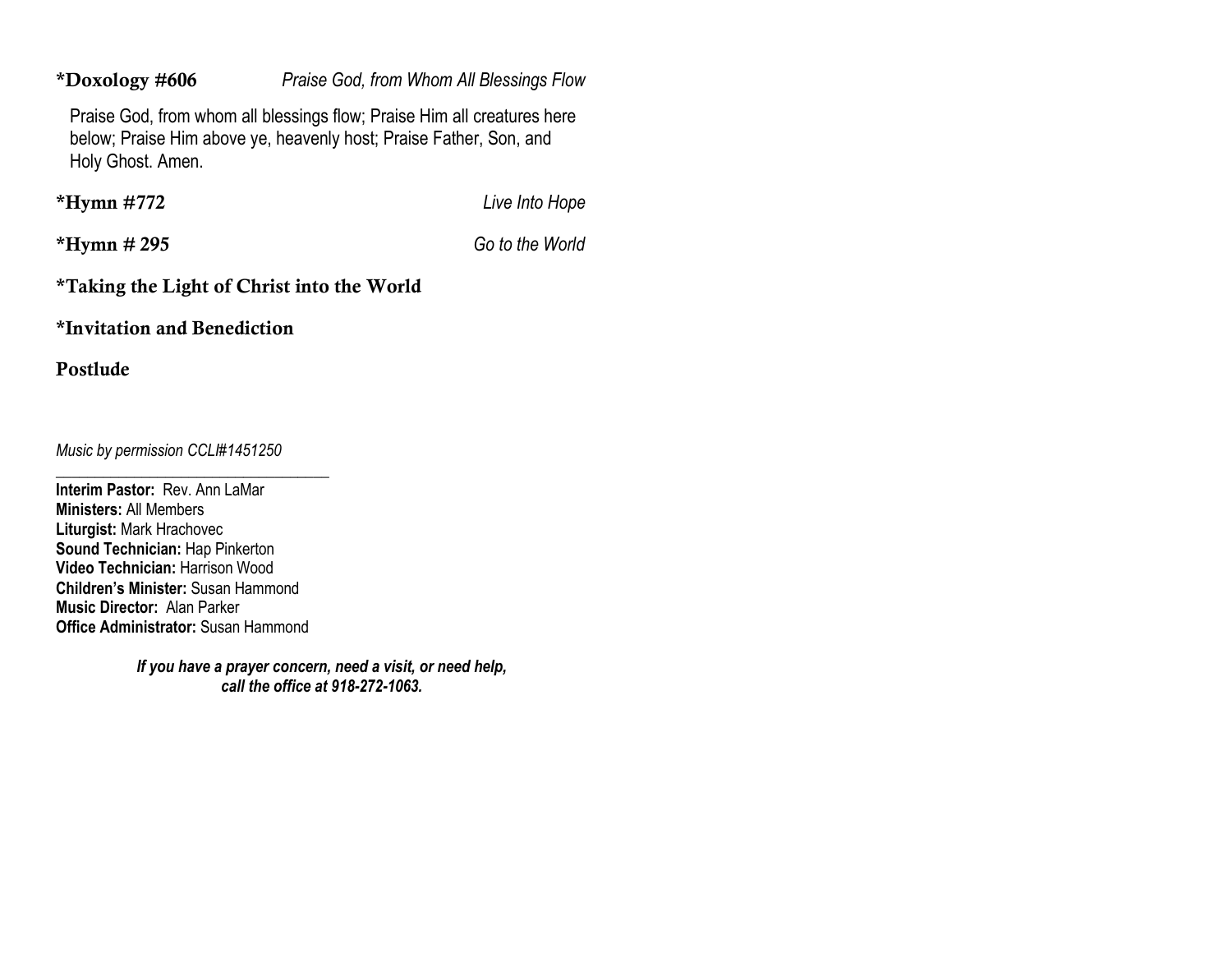**\*Doxology #606** *Praise God, from Whom All Blessings Flow*

Praise God, from whom all blessings flow; Praise Him all creatures here below; Praise Him above ye, heavenly host; Praise Father, Son, and Holy Ghost. Amen.

**\*Hymn #772** *Live Into Hope*

**\*Hymn # 295** *Go to the World*

**\*Taking the Light of Christ into the World**

**\*Invitation and Benediction**

**Postlude**

*Music by permission CCLI#1451250*

---

**Interim Pastor:** Rev. Ann LaMar
**Ministers:** All Members
**Liturgist:** Mark Hrachovec
**Sound Technician:** Hap Pinkerton
**Video Technician:** Harrison Wood
**Children's Minister:** Susan Hammond
**Music Director:** Alan Parker
**Office Administrator:** Susan Hammond

***If you have a prayer concern, need a visit, or need help, call the office at 918-272-1063.***